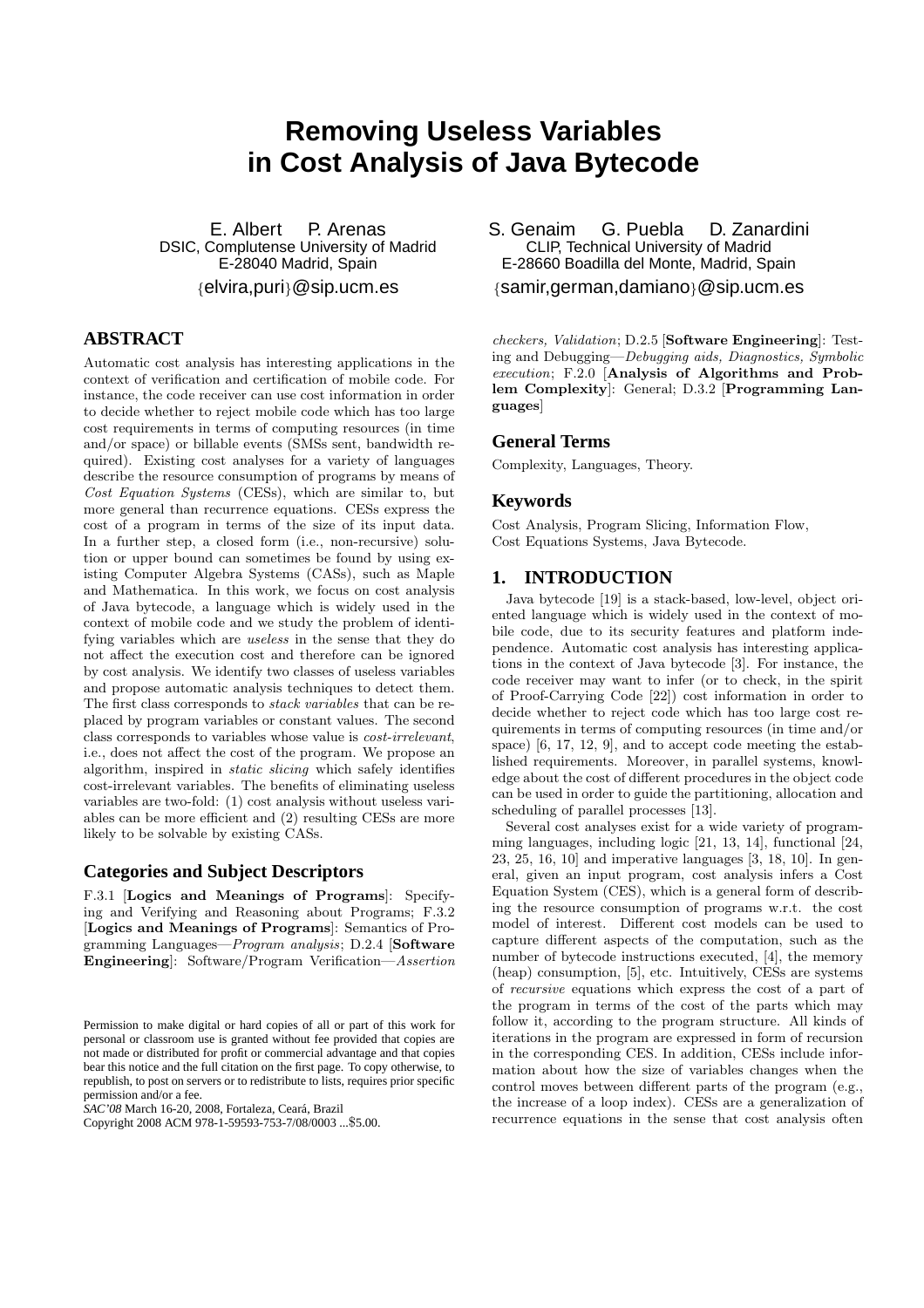# Removing Useless Variables in Cost Analysis of Java Bytecode

E. Albert P. Arenas
DSIC, Complutense University of Madrid
E-28040 Madrid, Spain
{elvira,puri}@sip.ucm.es

S. Genaim G. Puebla D. Zanardini
CLIP, Technical University of Madrid
E-28660 Boadilla del Monte, Madrid, Spain
{samir,german,damiano}@sip.ucm.es

## ABSTRACT

Automatic cost analysis has interesting applications in the context of verification and certification of mobile code. For instance, the code receiver can use cost information in order to decide whether to reject mobile code which has too large cost requirements in terms of computing resources (in time and/or space) or billable events (SMSs sent, bandwidth required). Existing cost analyses for a variety of languages describe the resource consumption of programs by means of *Cost Equation Systems* (CESs), which are similar to, but more general than recurrence equations. CESs express the cost of a program in terms of the size of its input data. In a further step, a closed form (i.e., non-recursive) solution or upper bound can sometimes be found by using existing Computer Algebra Systems (CASs), such as Maple and Mathematica. In this work, we focus on cost analysis of Java bytecode, a language which is widely used in the context of mobile code and we study the problem of identifying variables which are *useless* in the sense that they do not affect the execution cost and therefore can be ignored by cost analysis. We identify two classes of useless variables and propose automatic analysis techniques to detect them. The first class corresponds to *stack variables* that can be replaced by program variables or constant values. The second class corresponds to variables whose value is *cost-irrelevant*, i.e., does not affect the cost of the program. We propose an algorithm, inspired in *static slicing* which safely identifies cost-irrelevant variables. The benefits of eliminating useless variables are two-fold: (1) cost analysis without useless variables can be more efficient and (2) resulting CESs are more likely to be solvable by existing CASs.

### Categories and Subject Descriptors

F.3.1 [**Logics and Meanings of Programs**]: Specifying and Verifying and Reasoning about Programs; F.3.2 [**Logics and Meanings of Programs**]: Semantics of Programming Languages—*Program analysis*; D.2.4 [**Software Engineering**]: Software/Program Verification—*Assertion checkers, Validation*; D.2.5 [**Software Engineering**]: Testing and Debugging—*Debugging aids, Diagnostics, Symbolic execution*; F.2.0 [**Analysis of Algorithms and Problem Complexity**]: General; D.3.2 [**Programming Languages**]

### General Terms

Complexity, Languages, Theory.

### Keywords

Cost Analysis, Program Slicing, Information Flow, Cost Equations Systems, Java Bytecode.

Permission to make digital or hard copies of all or part of this work for personal or classroom use is granted without fee provided that copies are not made or distributed for profit or commercial advantage and that copies bear this notice and the full citation on the first page. To copy otherwise, to republish, to post on servers or to redistribute to lists, requires prior specific permission and/or a fee.
*SAC'08* March 16-20, 2008, Fortaleza, Ceará, Brazil
Copyright 2008 ACM 978-1-59593-753-7/08/0003 ...$5.00.

## 1. INTRODUCTION

Java bytecode [19] is a stack-based, low-level, object oriented language which is widely used in the context of mobile code, due to its security features and platform independence. Automatic cost analysis has interesting applications in the context of Java bytecode [3]. For instance, the code receiver may want to infer (or to check, in the spirit of Proof-Carrying Code [22]) cost information in order to decide whether to reject code which has too large cost requirements in terms of computing resources (in time and/or space) [6, 17, 12, 9], and to accept code meeting the established requirements. Moreover, in parallel systems, knowledge about the cost of different procedures in the object code can be used in order to guide the partitioning, allocation and scheduling of parallel processes [13].

Several cost analyses exist for a wide variety of programming languages, including logic [21, 13, 14], functional [24, 23, 25, 16, 10] and imperative languages [3, 18, 10]. In general, given an input program, cost analysis infers a Cost Equation System (CES), which is a general form of describing the resource consumption of programs w.r.t. the cost model of interest. Different cost models can be used to capture different aspects of the computation, such as the number of bytecode instructions executed, [4], the memory (heap) consumption, [5], etc. Intuitively, CESs are systems of *recursive* equations which express the cost of a part of the program in terms of the cost of the parts which may follow it, according to the program structure. All kinds of iterations in the program are expressed in form of recursion in the corresponding CES. In addition, CESs include information about how the size of variables changes when the control moves between different parts of the program (e.g., the increase of a loop index). CESs are a generalization of recurrence equations in the sense that cost analysis often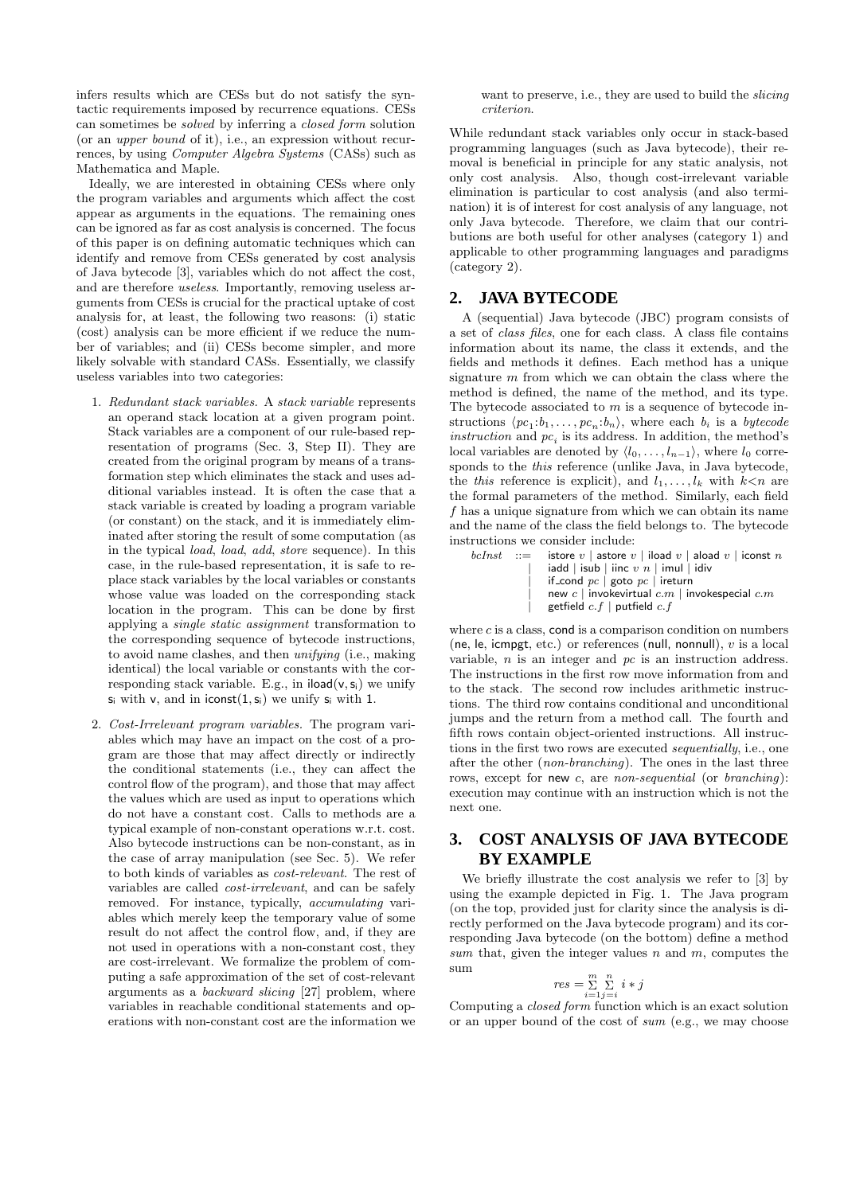infers results which are CESs but do not satisfy the syntactic requirements imposed by recurrence equations. CESs can sometimes be *solved* by inferring a *closed form* solution (or an *upper bound* of it), i.e., an expression without recurrences, by using *Computer Algebra Systems* (CASs) such as Mathematica and Maple.

Ideally, we are interested in obtaining CESs where only the program variables and arguments which affect the cost appear as arguments in the equations. The remaining ones can be ignored as far as cost analysis is concerned. The focus of this paper is on defining automatic techniques which can identify and remove from CESs generated by cost analysis of Java bytecode [3], variables which do not affect the cost, and are therefore *useless*. Importantly, removing useless arguments from CESs is crucial for the practical uptake of cost analysis for, at least, the following two reasons: (i) static (cost) analysis can be more efficient if we reduce the number of variables; and (ii) CESs become simpler, and more likely solvable with standard CASs. Essentially, we classify useless variables into two categories:

1. *Redundant stack variables.* A *stack variable* represents an operand stack location at a given program point. Stack variables are a component of our rule-based representation of programs (Sec. 3, Step II). They are created from the original program by means of a transformation step which eliminates the stack and uses additional variables instead. It is often the case that a stack variable is created by loading a program variable (or constant) on the stack, and it is immediately eliminated after storing the result of some computation (as in the typical *load*, *load*, *add*, *store* sequence). In this case, in the rule-based representation, it is safe to replace stack variables by the local variables or constants whose value was loaded on the corresponding stack location in the program. This can be done by first applying a *single static assignment* transformation to the corresponding sequence of bytecode instructions, to avoid name clashes, and then *unifying* (i.e., making identical) the local variable or constants with the corresponding stack variable. E.g., in $\mathsf{iload}(\mathsf{v}, \mathsf{s_i})$ we unify $\mathsf{s_i}$ with $\mathsf{v}$, and in $\mathsf{iconst}(1, \mathsf{s_i})$ we unify $\mathsf{s_i}$ with $1$.

2. *Cost-Irrelevant program variables.* The program variables which may have an impact on the cost of a program are those that may affect directly or indirectly the conditional statements (i.e., they can affect the control flow of the program), and those that may affect the values which are used as input to operations which do not have a constant cost. Calls to methods are a typical example of non-constant operations w.r.t. cost. Also bytecode instructions can be non-constant, as in the case of array manipulation (see Sec. 5). We refer to both kinds of variables as *cost-relevant*. The rest of variables are called *cost-irrelevant*, and can be safely removed. For instance, typically, *accumulating* variables which merely keep the temporary value of some result do not affect the control flow, and, if they are not used in operations with a non-constant cost, they are cost-irrelevant. We formalize the problem of computing a safe approximation of the set of cost-relevant arguments as a *backward slicing* [27] problem, where variables in reachable conditional statements and operations with non-constant cost are the information we want to preserve, i.e., they are used to build the *slicing criterion*.

While redundant stack variables only occur in stack-based programming languages (such as Java bytecode), their removal is beneficial in principle for any static analysis, not only cost analysis. Also, though cost-irrelevant variable elimination is particular to cost analysis (and also termination) it is of interest for cost analysis of any language, not only Java bytecode. Therefore, we claim that our contributions are both useful for other analyses (category 1) and applicable to other programming languages and paradigms (category 2).

## 2. JAVA BYTECODE

A (sequential) Java bytecode (JBC) program consists of a set of *class files*, one for each class. A class file contains information about its name, the class it extends, and the fields and methods it defines. Each method has a unique signature $m$ from which we can obtain the class where the method is defined, the name of the method, and its type. The bytecode associated to $m$ is a sequence of bytecode instructions $\langle pc_1{:}b_1, \ldots, pc_n{:}b_n \rangle$, where each $b_i$ is a *bytecode instruction* and $pc_i$ is its address. In addition, the method's local variables are denoted by $\langle l_0, \ldots, l_{n-1} \rangle$, where $l_0$ corresponds to the *this* reference (unlike Java, in Java bytecode, the *this* reference is explicit), and $l_1, \ldots, l_k$ with $k{<}n$ are the formal parameters of the method. Similarly, each field $f$ has a unique signature from which we can obtain its name and the name of the class the field belongs to. The bytecode instructions we consider include:

```
bcInst ::= istore v | astore v | iload v | aload v | iconst n
         | iadd | isub | iinc v n | imul | idiv
         | if_cond pc | goto pc | ireturn
         | new c | invokevirtual c.m | invokespecial c.m
         | getfield c.f | putfield c.f
```

where $c$ is a class, cond is a comparison condition on numbers (ne, le, icmpgt, etc.) or references (null, nonnull), $v$ is a local variable, $n$ is an integer and $pc$ is an instruction address. The instructions in the first row move information from and to the stack. The second row includes arithmetic instructions. The third row contains conditional and unconditional jumps and the return from a method call. The fourth and fifth rows contain object-oriented instructions. All instructions in the first two rows are executed *sequentially*, i.e., one after the other (*non-branching*). The ones in the last three rows, except for new $c$, are *non-sequential* (or *branching*): execution may continue with an instruction which is not the next one.

## 3. COST ANALYSIS OF JAVA BYTECODE BY EXAMPLE

We briefly illustrate the cost analysis we refer to [3] by using the example depicted in Fig. 1. The Java program (on the top, provided just for clarity since the analysis is directly performed on the Java bytecode program) and its corresponding Java bytecode (on the bottom) define a method *sum* that, given the integer values $n$ and $m$, computes the sum

$$res = \sum_{i=1}^{m} \sum_{j=i}^{n} i * j$$

Computing a *closed form* function which is an exact solution or an upper bound of the cost of *sum* (e.g., we may choose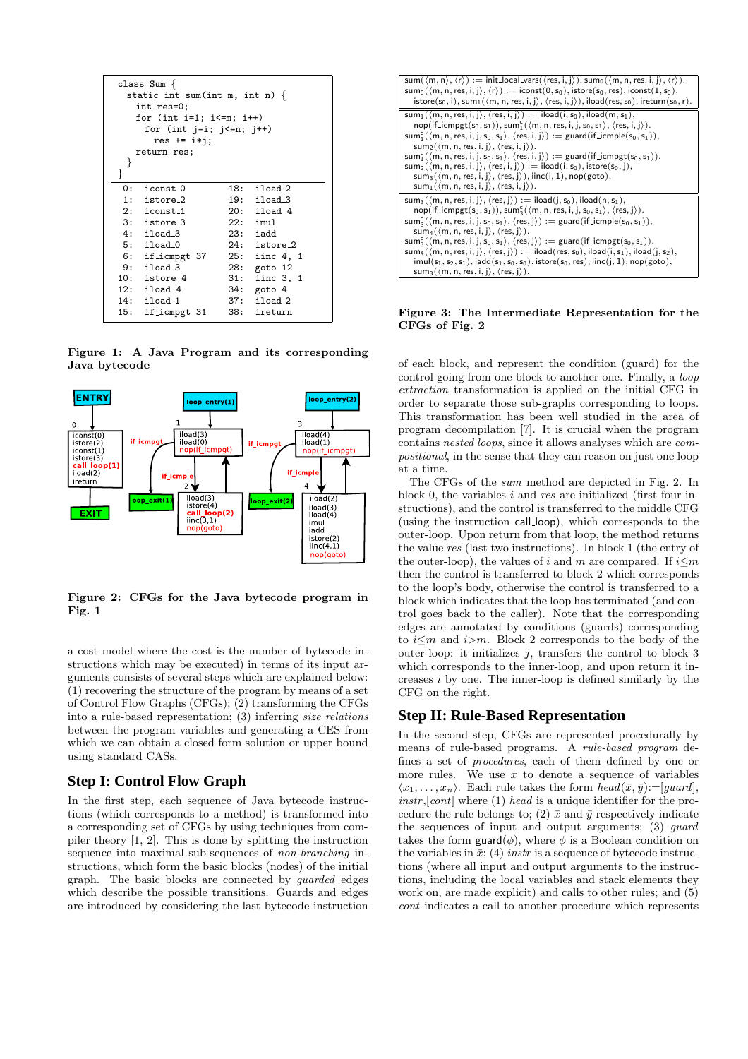```
class Sum {
  static int sum(int m, int n) {
    int res=0;
    for (int i=1; i<=m; i++)
      for (int j=i; j<=n; j++)
        res += i*j;
    return res;
  }
}
```

```
 0:  iconst_0         18:  iload_2
 1:  istore_2         19:  iload_3
 2:  iconst_1         20:  iload 4
 3:  istore_3         22:  imul
 4:  iload_3          23:  iadd
 5:  iload_0          24:  istore_2
 6:  if_icmpgt 37     25:  iinc 4, 1
 9:  iload_3          28:  goto 12
10:  istore 4         31:  iinc 3, 1
12:  iload 4          34:  goto 4
14:  iload_1          37:  iload_2
15:  if_icmpgt 31     38:  ireturn
```

**Figure 1: A Java Program and its corresponding Java bytecode**

**Figure 2: CFGs for the Java bytecode program in Fig. 1**

a cost model where the cost is the number of bytecode instructions which may be executed) in terms of its input arguments consists of several steps which are explained below: (1) recovering the structure of the program by means of a set of Control Flow Graphs (CFGs); (2) transforming the CFGs into a rule-based representation; (3) inferring *size relations* between the program variables and generating a CES from which we can obtain a closed form solution or upper bound using standard CASs.

## Step I: Control Flow Graph

In the first step, each sequence of Java bytecode instructions (which corresponds to a method) is transformed into a corresponding set of CFGs by using techniques from compiler theory [1, 2]. This is done by splitting the instruction sequence into maximal sub-sequences of *non-branching* instructions, which form the basic blocks (nodes) of the initial graph. The basic blocks are connected by *guarded* edges which describe the possible transitions. Guards and edges are introduced by considering the last bytecode instruction

$\mathsf{sum}(\langle m,n\rangle,\langle r\rangle) := \mathsf{init\_local\_vars}(\langle res,i,j\rangle), \mathsf{sum}_0(\langle m,n,res,i,j\rangle,\langle r\rangle).$
$\mathsf{sum}_0(\langle m,n,res,i,j\rangle,\langle r\rangle) := \mathsf{iconst}(0,s_0), \mathsf{istore}(s_0,res), \mathsf{iconst}(1,s_0), \mathsf{istore}(s_0,i), \mathsf{sum}_1(\langle m,n,res,i,j\rangle,\langle res,i,j\rangle), \mathsf{iload}(res,s_0), \mathsf{ireturn}(s_0,r).$

$\mathsf{sum}_1(\langle m,n,res,i,j\rangle,\langle res,i,j\rangle) := \mathsf{iload}(i,s_0), \mathsf{iload}(m,s_1), \mathsf{nop}(\mathsf{if\_icmpgt}(s_0,s_1)), \mathsf{sum}_1^c(\langle m,n,res,i,j,s_0,s_1\rangle,\langle res,i,j\rangle).$
$\mathsf{sum}_1^c(\langle m,n,res,i,j,s_0,s_1\rangle,\langle res,i,j\rangle) := \mathsf{guard}(\mathsf{if\_icmple}(s_0,s_1)), \mathsf{sum}_2(\langle m,n,res,i,j\rangle,\langle res,i,j\rangle).$
$\mathsf{sum}_1^c(\langle m,n,res,i,j,s_0,s_1\rangle,\langle res,i,j\rangle) := \mathsf{guard}(\mathsf{if\_icmpgt}(s_0,s_1)).$
$\mathsf{sum}_2(\langle m,n,res,i,j\rangle,\langle res,i,j\rangle) := \mathsf{iload}(i,s_0), \mathsf{istore}(s_0,j), \mathsf{sum}_3(\langle m,n,res,i,j\rangle,\langle res,j\rangle), \mathsf{iinc}(i,1), \mathsf{nop}(\mathsf{goto}), \mathsf{sum}_1(\langle m,n,res,i,j\rangle,\langle res,i,j\rangle).$

$\mathsf{sum}_3(\langle m,n,res,i,j\rangle,\langle res,j\rangle) := \mathsf{iload}(j,s_0), \mathsf{iload}(n,s_1), \mathsf{nop}(\mathsf{if\_icmpgt}(s_0,s_1)), \mathsf{sum}_3^c(\langle m,n,res,i,j,s_0,s_1\rangle,\langle res,j\rangle).$
$\mathsf{sum}_3^c(\langle m,n,res,i,j,s_0,s_1\rangle,\langle res,j\rangle) := \mathsf{guard}(\mathsf{if\_icmple}(s_0,s_1)), \mathsf{sum}_4(\langle m,n,res,i,j\rangle,\langle res,j\rangle).$
$\mathsf{sum}_3^c(\langle m,n,res,i,j,s_0,s_1\rangle,\langle res,j\rangle) := \mathsf{guard}(\mathsf{if\_icmpgt}(s_0,s_1)).$
$\mathsf{sum}_4(\langle m,n,res,i,j\rangle,\langle res,j\rangle) := \mathsf{iload}(res,s_0), \mathsf{iload}(i,s_1), \mathsf{iload}(j,s_2), \mathsf{imul}(s_1,s_2,s_1), \mathsf{iadd}(s_1,s_0,s_0), \mathsf{istore}(s_0,res), \mathsf{iinc}(j,1), \mathsf{nop}(\mathsf{goto}), \mathsf{sum}_3(\langle m,n,res,i,j\rangle,\langle res,j\rangle).$

**Figure 3: The Intermediate Representation for the CFGs of Fig. 2**

of each block, and represent the condition (guard) for the control going from one block to another one. Finally, a *loop extraction* transformation is applied on the initial CFG in order to separate those sub-graphs corresponding to loops. This transformation has been well studied in the area of program decomposition [7]. It is crucial when the program contains *nested loops*, since it allows analyses which are *compositional*, in the sense that they can reason on just one loop at a time.

The CFGs of the *sum* method are depicted in Fig. 2. In block 0, the variables $i$ and $res$ are initialized (first four instructions), and the control is transferred to the middle CFG (using the instruction call_loop), which corresponds to the outer-loop. Upon return from that loop, the method returns the value $res$ (last two instructions). In block 1 (the entry of the outer-loop), the values of $i$ and $m$ are compared. If $i \leq m$ then the control is transferred to block 2 which corresponds to the loop's body, otherwise the control is transferred to a block which indicates that the loop has terminated (and control goes back to the caller). Note that the corresponding edges are annotated by conditions (guards) corresponding to $i \leq m$ and $i > m$. Block 2 corresponds to the body of the outer-loop: it initializes $j$, transfers the control to block 3 which corresponds to the inner-loop, and upon return it increases $i$ by one. The inner-loop is defined similarly by the CFG on the right.

## Step II: Rule-Based Representation

In the second step, CFGs are represented procedurally by means of rule-based programs. A *rule-based program* defines a set of *procedures*, each of them defined by one or more rules. We use $\bar{x}$ to denote a sequence of variables $\langle x_1, \ldots, x_n \rangle$. Each rule takes the form $head(\bar{x}, \bar{y})$:=[$guard$], $instr$,[$cont$] where (1) $head$ is a unique identifier for the procedure the rule belongs to; (2) $\bar{x}$ and $\bar{y}$ respectively indicate the sequences of input and output arguments; (3) $guard$ takes the form $\mathsf{guard}(\phi)$, where $\phi$ is a Boolean condition on the variables in $\bar{x}$; (4) $instr$ is a sequence of bytecode instructions (where all input and output arguments to the instructions, including the local variables and stack elements they work on, are made explicit) and calls to other rules; and (5) $cont$ indicates a call to another procedure which represents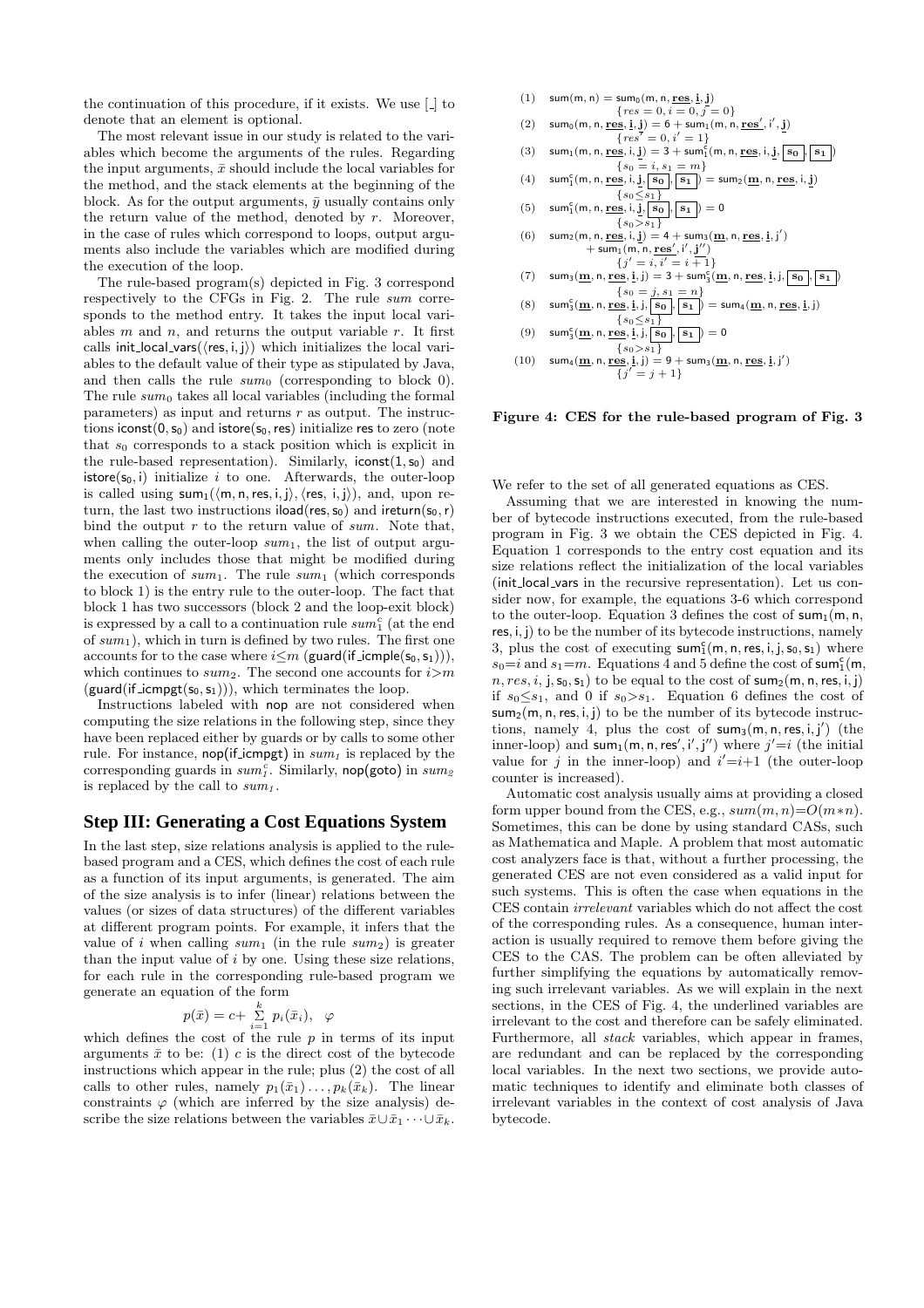the continuation of this procedure, if it exists. We use [\_] to denote that an element is optional.

The most relevant issue in our study is related to the variables which become the arguments of the rules. Regarding the input arguments, $\bar{x}$ should include the local variables for the method, and the stack elements at the beginning of the block. As for the output arguments, $\bar{y}$ usually contains only the return value of the method, denoted by $r$. Moreover, in the case of rules which correspond to loops, output arguments also include the variables which are modified during the execution of the loop.

The rule-based program(s) depicted in Fig. 3 correspond respectively to the CFGs in Fig. 2. The rule *sum* corresponds to the method entry. It takes the input local variables $m$ and $n$, and returns the output variable $r$. It first calls $\mathsf{init\_local\_vars}(\langle \mathsf{res}, \mathsf{i}, \mathsf{j}\rangle)$ which initializes the local variables to the default value of their type as stipulated by Java, and then calls the rule $sum_0$ (corresponding to block 0). The rule $sum_0$ takes all local variables (including the formal parameters) as input and returns $r$ as output. The instructions $\mathsf{iconst}(0, \mathsf{s}_0)$ and $\mathsf{istore}(\mathsf{s}_0, \mathsf{res})$ initialize res to zero (note that $s_0$ corresponds to a stack position which is explicit in the rule-based representation). Similarly, $\mathsf{iconst}(1, \mathsf{s}_0)$ and $\mathsf{istore}(\mathsf{s}_0, \mathsf{i})$ initialize $i$ to one. Afterwards, the outer-loop is called using $\mathsf{sum}_1(\langle \mathsf{m}, \mathsf{n}, \mathsf{res}, \mathsf{i}, \mathsf{j}\rangle, \langle \mathsf{res}, \mathsf{i}, \mathsf{j}\rangle)$, and, upon return, the last two instructions $\mathsf{iload}(\mathsf{res}, \mathsf{s}_0)$ and $\mathsf{ireturn}(\mathsf{s}_0, \mathsf{r})$ bind the output $r$ to the return value of *sum*. Note that, when calling the outer-loop $sum_1$, the list of output arguments only includes those that might be modified during the execution of $sum_1$. The rule $sum_1$ (which corresponds to block 1) is the entry rule to the outer-loop. The fact that block 1 has two successors (block 2 and the loop-exit block) is expressed by a call to a continuation rule $sum_1^c$ (at the end of $sum_1$), which in turn is defined by two rules. The first one accounts for to the case where $i{\leq}m$ ($\mathsf{guard}(\mathsf{if\_icmple}(\mathsf{s}_0, \mathsf{s}_1))$), which continues to $sum_2$. The second one accounts for $i{>}m$ ($\mathsf{guard}(\mathsf{if\_icmpgt}(\mathsf{s}_0, \mathsf{s}_1))$), which terminates the loop.

Instructions labeled with nop are not considered when computing the size relations in the following step, since they have been replaced either by guards or by calls to some other rule. For instance, $\mathsf{nop}(\mathsf{if\_icmpgt})$ in $sum_1$ is replaced by the corresponding guards in $sum_1^c$. Similarly, $\mathsf{nop}(\mathsf{goto})$ in $sum_2$ is replaced by the call to $sum_1$.

## Step III: Generating a Cost Equations System

In the last step, size relations analysis is applied to the rule-based program and a CES, which defines the cost of each rule as a function of its input arguments, is generated. The aim of the size analysis is to infer (linear) relations between the values (or sizes of data structures) of the different variables at different program points. For example, it infers that the value of $i$ when calling $sum_1$ (in the rule $sum_2$) is greater than the input value of $i$ by one. Using these size relations, for each rule in the corresponding rule-based program we generate an equation of the form

$$p(\bar{x}) = c + \sum_{i=1}^{k} p_i(\bar{x}_i), \quad \varphi$$

which defines the cost of the rule $p$ in terms of its input arguments $\bar{x}$ to be: (1) $c$ is the direct cost of the bytecode instructions which appear in the rule; plus (2) the cost of all calls to other rules, namely $p_1(\bar{x}_1) \ldots, p_k(\bar{x}_k)$. The linear constraints $\varphi$ (which are inferred by the size analysis) describe the size relations between the variables $\bar{x} \cup \bar{x}_1 \cdots \cup \bar{x}_k$.

$$
\begin{array}{rl}
(1) & \mathsf{sum}(\mathsf{m},\mathsf{n}) = \mathsf{sum}_0(\mathsf{m},\mathsf{n},\underline{\mathbf{res}},\underline{\mathbf{i}},\underline{\mathbf{j}}) \\
& \quad \{res=0, i=0, j=0\} \\
(2) & \mathsf{sum}_0(\mathsf{m},\mathsf{n},\underline{\mathbf{res}},\underline{\mathbf{i}},\underline{\mathbf{j}}) = 6 + \mathsf{sum}_1(\mathsf{m},\mathsf{n},\underline{\mathbf{res'}},\mathsf{i}',\underline{\mathbf{j}}) \\
& \quad \{res'=0, i'=1\} \\
(3) & \mathsf{sum}_1(\mathsf{m},\mathsf{n},\underline{\mathbf{res}},\mathsf{i},\underline{\mathbf{j}}) = 3 + \mathsf{sum}^{\mathsf{c}}_1(\mathsf{m},\mathsf{n},\underline{\mathbf{res}},\mathsf{i},\underline{\mathbf{j}},\boxed{\mathbf{s_0}},\boxed{\mathbf{s_1}}) \\
& \quad \{s_0=i, s_1=m\} \\
(4) & \mathsf{sum}^{\mathsf{c}}_1(\mathsf{m},\mathsf{n},\underline{\mathbf{res}},\mathsf{i},\underline{\mathbf{j}},\boxed{\mathbf{s_0}},\boxed{\mathbf{s_1}}) = \mathsf{sum}_2(\underline{\mathbf{m}},\mathsf{n},\underline{\mathbf{res}},\mathsf{i},\underline{\mathbf{j}}) \\
& \quad \{s_0 \leq s_1\} \\
(5) & \mathsf{sum}^{\mathsf{c}}_1(\mathsf{m},\mathsf{n},\underline{\mathbf{res}},\mathsf{i},\underline{\mathbf{j}},\boxed{\mathbf{s_0}},\boxed{\mathbf{s_1}}) = 0 \\
& \quad \{s_0 > s_1\} \\
(6) & \mathsf{sum}_2(\mathsf{m},\mathsf{n},\underline{\mathbf{res}},\mathsf{i},\underline{\mathbf{j}}) = 4 + \mathsf{sum}_3(\underline{\mathbf{m}},\mathsf{n},\underline{\mathbf{res}},\underline{\mathbf{i}},\mathsf{j}') \\
& \quad + \mathsf{sum}_1(\mathsf{m},\mathsf{n},\underline{\mathbf{res'}},\mathsf{i}',\underline{\mathbf{j''}}) \\
& \quad \{j'=i, i'=i+1\} \\
(7) & \mathsf{sum}_3(\underline{\mathbf{m}},\mathsf{n},\underline{\mathbf{res}},\underline{\mathbf{i}},\mathsf{j}) = 3 + \mathsf{sum}^{\mathsf{c}}_3(\underline{\mathbf{m}},\mathsf{n},\underline{\mathbf{res}},\underline{\mathbf{i}},\mathsf{j},\boxed{\mathbf{s_0}},\boxed{\mathbf{s_1}}) \\
& \quad \{s_0=j, s_1=n\} \\
(8) & \mathsf{sum}^{\mathsf{c}}_3(\underline{\mathbf{m}},\mathsf{n},\underline{\mathbf{res}},\underline{\mathbf{i}},\mathsf{j},\boxed{\mathbf{s_0}},\boxed{\mathbf{s_1}}) = \mathsf{sum}_4(\underline{\mathbf{m}},\mathsf{n},\underline{\mathbf{res}},\underline{\mathbf{i}},\mathsf{j}) \\
& \quad \{s_0 \leq s_1\} \\
(9) & \mathsf{sum}^{\mathsf{c}}_3(\underline{\mathbf{m}},\mathsf{n},\underline{\mathbf{res}},\underline{\mathbf{i}},\mathsf{j},\boxed{\mathbf{s_0}},\boxed{\mathbf{s_1}}) = 0 \\
& \quad \{s_0 > s_1\} \\
(10) & \mathsf{sum}_4(\underline{\mathbf{m}},\mathsf{n},\underline{\mathbf{res}},\underline{\mathbf{i}},\mathsf{j}) = 9 + \mathsf{sum}_3(\underline{\mathbf{m}},\mathsf{n},\underline{\mathbf{res}},\underline{\mathbf{i}},\mathsf{j}') \\
& \quad \{j'=j+1\}
\end{array}
$$

**Figure 4: CES for the rule-based program of Fig. 3**

We refer to the set of all generated equations as CES.

Assuming that we are interested in knowing the number of bytecode instructions executed, from the rule-based program in Fig. 3 we obtain the CES depicted in Fig. 4. Equation 1 corresponds to the entry cost equation and its size relations reflect the initialization of the local variables (init\_local\_vars in the recursive representation). Let us consider now, for example, the equations 3-6 which correspond to the outer-loop. Equation 3 defines the cost of $\mathsf{sum}_1(\mathsf{m}, \mathsf{n}, \mathsf{res}, \mathsf{i}, \mathsf{j})$ to be the number of its bytecode instructions, namely 3, plus the cost of executing $\mathsf{sum}^{\mathsf{c}}_1(\mathsf{m}, \mathsf{n}, \mathsf{res}, \mathsf{i}, \mathsf{j}, \mathsf{s}_0, \mathsf{s}_1)$ where $s_0{=}i$ and $s_1{=}m$. Equations 4 and 5 define the cost of $\mathsf{sum}^{\mathsf{c}}_1(\mathsf{m}, n, res, i, \mathsf{j}, \mathsf{s}_0, \mathsf{s}_1)$ to be equal to the cost of $\mathsf{sum}_2(\mathsf{m}, \mathsf{n}, \mathsf{res}, \mathsf{i}, \mathsf{j})$ if $s_0{\leq}s_1$, and 0 if $s_0{>}s_1$. Equation 6 defines the cost of $\mathsf{sum}_2(\mathsf{m}, \mathsf{n}, \mathsf{res}, \mathsf{i}, \mathsf{j})$ to be the number of its bytecode instructions, namely 4, plus the cost of $\mathsf{sum}_3(\mathsf{m}, \mathsf{n}, \mathsf{res}, \mathsf{i}, \mathsf{j}')$ (the inner-loop) and $\mathsf{sum}_1(\mathsf{m}, \mathsf{n}, \mathsf{res}', \mathsf{i}', \mathsf{j}'')$ where $j'{=}i$ (the initial value for $j$ in the inner-loop) and $i'{=}i{+}1$ (the outer-loop counter is increased).

Automatic cost analysis usually aims at providing a closed form upper bound from the CES, e.g., $sum(m, n){=}O(m{*}n)$. Sometimes, this can be done by using standard CASs, such as Mathematica and Maple. A problem that most automatic cost analyzers face is that, without a further processing, the generated CES are not even considered as a valid input for such systems. This is often the case when equations in the CES contain *irrelevant* variables which do not affect the cost of the corresponding rules. As a consequence, human interaction is usually required to remove them before giving the CES to the CAS. The problem can be often alleviated by further simplifying the equations by automatically removing such irrelevant variables. As we will explain in the next sections, in the CES of Fig. 4, the underlined variables are irrelevant to the cost and therefore can be safely eliminated. Furthermore, all *stack* variables, which appear in frames, are redundant and can be replaced by the corresponding local variables. In the next two sections, we provide automatic techniques to identify and eliminate both classes of irrelevant variables in the context of cost analysis of Java bytecode.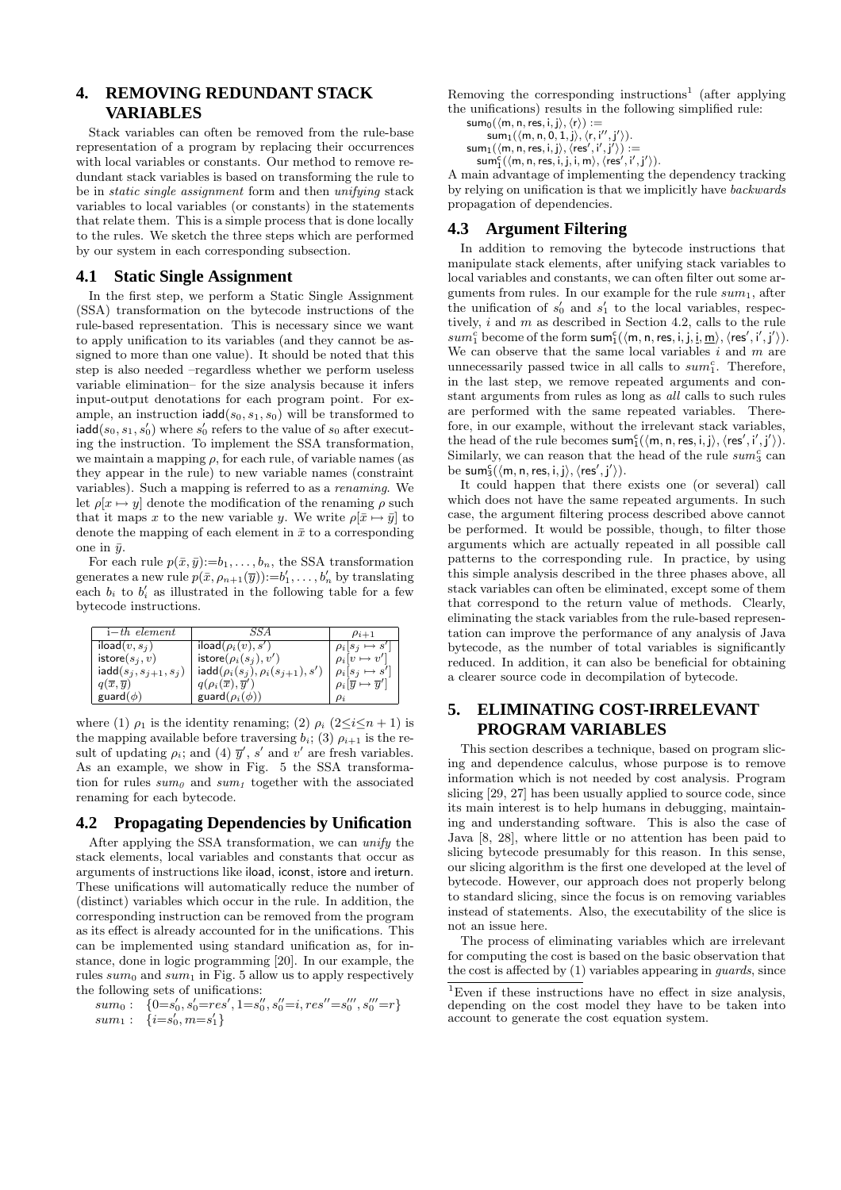## 4. REMOVING REDUNDANT STACK VARIABLES

Stack variables can often be removed from the rule-base representation of a program by replacing their occurrences with local variables or constants. Our method to remove redundant stack variables is based on transforming the rule to be in *static single assignment* form and then *unifying* stack variables to local variables (or constants) in the statements that relate them. This is a simple process that is done locally to the rules. We sketch the three steps which are performed by our system in each corresponding subsection.

### 4.1 Static Single Assignment

In the first step, we perform a Static Single Assignment (SSA) transformation on the bytecode instructions of the rule-based representation. This is necessary since we want to apply unification to its variables (and they cannot be assigned to more than one value). It should be noted that this step is also needed –regardless whether we perform useless variable elimination– for the size analysis because it infers input-output denotations for each program point. For example, an instruction $\mathsf{iadd}(s_0, s_1, s_0)$ will be transformed to $\mathsf{iadd}(s_0, s_1, s'_0)$ where $s'_0$ refers to the value of $s_0$ after executing the instruction. To implement the SSA transformation, we maintain a mapping $\rho$, for each rule, of variable names (as they appear in the rule) to new variable names (constraint variables). Such a mapping is referred to as a *renaming*. We let $\rho[x \mapsto y]$ denote the modification of the renaming $\rho$ such that it maps $x$ to the new variable $y$. We write $\rho[\bar{x} \mapsto \bar{y}]$ to denote the mapping of each element in $\bar{x}$ to a corresponding one in $\bar{y}$.

For each rule $p(\bar{x}, \bar{y}){:=}b_1, \ldots, b_n$, the SSA transformation generates a new rule $p(\bar{x}, \rho_{n+1}(\overline{y})){:=}b'_1, \ldots, b'_n$ by translating each $b_i$ to $b'_i$ as illustrated in the following table for a few bytecode instructions.

| $i$−*th element* | *SSA* | $\rho_{i+1}$ |
|---|---|---|
| $\mathsf{iload}(v, s_j)$ | $\mathsf{iload}(\rho_i(v), s')$ | $\rho_i[s_j \mapsto s']$ |
| $\mathsf{istore}(s_j, v)$ | $\mathsf{istore}(\rho_i(s_j), v')$ | $\rho_i[v \mapsto v']$ |
| $\mathsf{iadd}(s_j, s_{j+1}, s_j)$ | $\mathsf{iadd}(\rho_i(s_j), \rho_i(s_{j+1}), s')$ | $\rho_i[s_j \mapsto s']$ |
| $q(\overline{x}, \overline{y})$ | $q(\rho_i(\overline{x}), \overline{y}')$ | $\rho_i[\overline{y} \mapsto \overline{y}']$ |
| $\mathsf{guard}(\phi)$ | $\mathsf{guard}(\rho_i(\phi))$ | $\rho_i$ |

where (1) $\rho_1$ is the identity renaming; (2) $\rho_i$ ($2 \le i \le n+1$) is the mapping available before traversing $b_i$; (3) $\rho_{i+1}$ is the result of updating $\rho_i$; and (4) $\overline{y}'$, $s'$ and $v'$ are fresh variables. As an example, we show in Fig. 5 the SSA transformation for rules $sum_0$ and $sum_1$ together with the associated renaming for each bytecode.

### 4.2 Propagating Dependencies by Unification

After applying the SSA transformation, we can *unify* the stack elements, local variables and constants that occur as arguments of instructions like iload, iconst, istore and ireturn. These unifications will automatically reduce the number of (distinct) variables which occur in the rule. In addition, the corresponding instruction can be removed from the program as its effect is already accounted for in the unifications. This can be implemented using standard unification as, for instance, done in logic programming [20]. In our example, the rules $sum_0$ and $sum_1$ in Fig. 5 allow us to apply respectively the following sets of unifications:

$sum_0: \;\; \{0{=}s'_0, s'_0{=}res', 1{=}s''_0, s''_0{=}i, res''{=}s'''_0, s'''_0{=}r\}$
$sum_1: \;\; \{i{=}s'_0, m{=}s'_1\}$

Removing the corresponding instructions[1] (after applying the unifications) results in the following simplified rule:

$\mathsf{sum}_0(\langle \mathsf{m}, \mathsf{n}, \mathsf{res}, \mathsf{i}, \mathsf{j}\rangle, \langle \mathsf{r}\rangle) :=$
$\quad \mathsf{sum}_1(\langle \mathsf{m}, \mathsf{n}, 0, 1, \mathsf{j}\rangle, \langle \mathsf{r}, \mathsf{i}'', \mathsf{j}'\rangle).$
$\mathsf{sum}_1(\langle \mathsf{m}, \mathsf{n}, \mathsf{res}, \mathsf{i}, \mathsf{j}\rangle, \langle \mathsf{res}', \mathsf{i}', \mathsf{j}'\rangle) :=$
$\quad \mathsf{sum}^c_1(\langle \mathsf{m}, \mathsf{n}, \mathsf{res}, \mathsf{i}, \mathsf{j}, \mathsf{i}, \mathsf{m}\rangle, \langle \mathsf{res}', \mathsf{i}', \mathsf{j}'\rangle).$

A main advantage of implementing the dependency tracking by relying on unification is that we implicitly have *backwards* propagation of dependencies.

### 4.3 Argument Filtering

In addition to removing the bytecode instructions that manipulate stack elements, after unifying stack variables to local variables and constants, we can often filter out some arguments from rules. In our example for the rule $sum_1$, after the unification of $s'_0$ and $s'_1$ to the local variables, respectively, $i$ and $m$ as described in Section 4.2, calls to the rule $sum^c_1$ become of the form $\mathsf{sum}^c_1(\langle \mathsf{m}, \mathsf{n}, \mathsf{res}, \mathsf{i}, \mathsf{j}, \underline{\mathsf{i}}, \underline{\mathsf{m}}\rangle, \langle \mathsf{res}', \mathsf{i}', \mathsf{j}'\rangle)$. We can observe that the same local variables $i$ and $m$ are unnecessarily passed twice in all calls to $sum^c_1$. Therefore, in the last step, we remove repeated arguments and constant arguments from rules as long as *all* calls to such rules are performed with the same repeated variables. Therefore, in our example, without the irrelevant stack variables, the head of the rule becomes $\mathsf{sum}^c_1(\langle \mathsf{m}, \mathsf{n}, \mathsf{res}, \mathsf{i}, \mathsf{j}\rangle, \langle \mathsf{res}', \mathsf{i}', \mathsf{j}'\rangle)$. Similarly, we can reason that the head of the rule $sum^c_3$ can be $\mathsf{sum}^c_3(\langle \mathsf{m}, \mathsf{n}, \mathsf{res}, \mathsf{i}, \mathsf{j}\rangle, \langle \mathsf{res}', \mathsf{j}'\rangle)$.

It could happen that there exists one (or several) call which does not have the same repeated arguments. In such case, the argument filtering process described above cannot be performed. It would be possible, though, to filter those arguments which are actually repeated in all possible call patterns to the corresponding rule. In practice, by using this simple analysis described in the three phases above, all stack variables can often be eliminated, except some of them that correspond to the return value of methods. Clearly, eliminating the stack variables from the rule-based representation can improve the performance of any analysis of Java bytecode, as the number of total variables is significantly reduced. In addition, it can also be beneficial for obtaining a clearer source code in decompilation of bytecode.

## 5. ELIMINATING COST-IRRELEVANT PROGRAM VARIABLES

This section describes a technique, based on program slicing and dependence calculus, whose purpose is to remove information which is not needed by cost analysis. Program slicing [29, 27] has been usually applied to source code, since its main interest is to help humans in debugging, maintaining and understanding software. This is also the case of Java [8, 28], where little or no attention has been paid to slicing bytecode presumably for this reason. In this sense, our slicing algorithm is the first one developed at the level of bytecode. However, our approach does not properly belong to standard slicing, since the focus is on removing variables instead of statements. Also, the executability of the slice is not an issue here.

The process of eliminating variables which are irrelevant for computing the cost is based on the basic observation that the cost is affected by (1) variables appearing in *guards*, since

[1] Even if these instructions have no effect in size analysis, depending on the cost model they have to be taken into account to generate the cost equation system.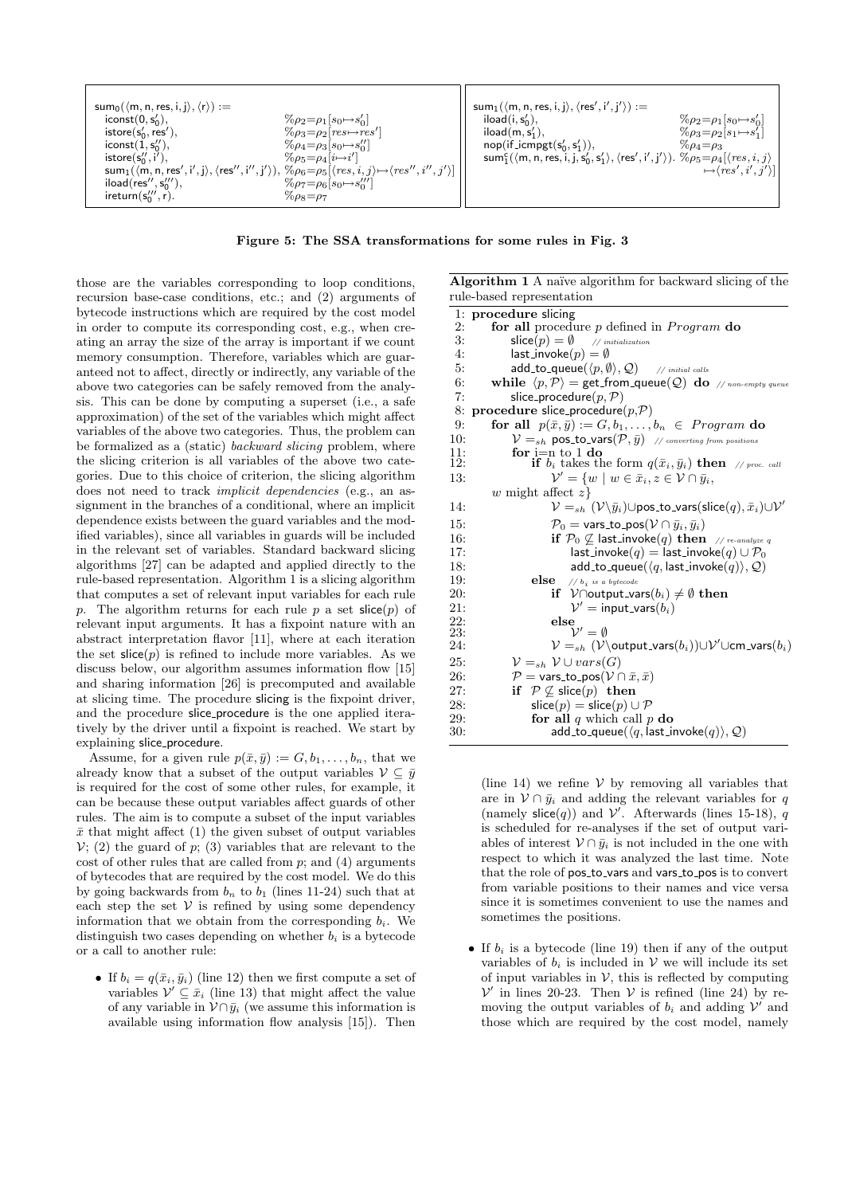```
sum_0(⟨m, n, res, i, j⟩, ⟨r⟩) :=
  iconst(0, s'_0),                                    %ρ2=ρ1[s0↦s'0]
  istore(s'_0, res'),                                 %ρ3=ρ2[res↦res']
  iconst(1, s''_0),                                   %ρ4=ρ3[s0↦s''0]
  istore(s''_0, i'),                                  %ρ5=ρ4[i↦i']
  sum_1(⟨m, n, res', i', j⟩, ⟨res'', i'', j'⟩),       %ρ6=ρ5[⟨res,i,j⟩↦⟨res'',i'',j'⟩]
  iload(res'', s'''_0),                               %ρ7=ρ6[s0↦s'''0]
  ireturn(s'''_0, r).                                 %ρ8=ρ7
```

```
sum_1(⟨m, n, res, i, j⟩, ⟨res', i', j'⟩) :=
  iload(i, s'_0),                                     %ρ2=ρ1[s0↦s'0]
  iload(m, s'_1),                                     %ρ3=ρ2[s1↦s'1]
  nop(if_icmpgt(s'_0, s'_1)),                         %ρ4=ρ3
  sum_1^c(⟨m, n, res, i, j, s'_0, s'_1⟩, ⟨res', i', j'⟩).  %ρ5=ρ4[⟨res,i,j⟩↦⟨res',i',j'⟩]
```

**Figure 5: The SSA transformations for some rules in Fig. 3**

those are the variables corresponding to loop conditions, recursion base-case conditions, etc.; and (2) arguments of bytecode instructions which are required by the cost model in order to compute its corresponding cost, e.g., when creating an array the size of the array is important if we count memory consumption. Therefore, variables which are guaranteed not to affect, directly or indirectly, any variable of the above two categories can be safely removed from the analysis. This can be done by computing a superset (i.e., a safe approximation) of the set of the variables which might affect variables of the above two categories. Thus, the problem can be formalized as a (static) *backward slicing* problem, where the slicing criterion is all variables of the above two categories. Due to this choice of criterion, the slicing algorithm does not need to track *implicit dependencies* (e.g., an assignment in the branches of a conditional, where an implicit dependence exists between the guard variables and the modified variables), since all variables in guards will be included in the relevant set of variables. Standard backward slicing algorithms [27] can be adapted and applied directly to the rule-based representation. Algorithm 1 is a slicing algorithm that computes a set of relevant input variables for each rule $p$. The algorithm returns for each rule $p$ a set $\mathsf{slice}(p)$ of relevant input arguments. It has a fixpoint nature with an abstract interpretation flavor [11], where at each iteration the set $\mathsf{slice}(p)$ is refined to include more variables. As we discuss below, our algorithm assumes information flow [15] and sharing information [26] is precomputed and available at slicing time. The procedure slicing is the fixpoint driver, and the procedure slice_procedure is the one applied iteratively by the driver until a fixpoint is reached. We start by explaining slice_procedure.

Assume, for a given rule $p(\bar{x}, \bar{y}) := G, b_1, \ldots, b_n$, that we already know that a subset of the output variables $\mathcal{V} \subseteq \bar{y}$ is required for the cost of some other rules, for example, it can be because these output variables affect guards of other rules. The aim is to compute a subset of the input variables $\bar{x}$ that might affect (1) the given subset of output variables $\mathcal{V}$; (2) the guard of $p$; (3) variables that are relevant to the cost of other rules that are called from $p$; and (4) arguments of bytecodes that are required by the cost model. We do this by going backwards from $b_n$ to $b_1$ (lines 11-24) such that at each step the set $\mathcal{V}$ is refined by using some dependency information that we obtain from the corresponding $b_i$. We distinguish two cases depending on whether $b_i$ is a bytecode or a call to another rule:

- If $b_i = q(\bar{x}_i, \bar{y}_i)$ (line 12) then we first compute a set of variables $\mathcal{V}' \subseteq \bar{x}_i$ (line 13) that might affect the value of any variable in $\mathcal{V} \cap \bar{y}_i$ (we assume this information is available using information flow analysis [15]). Then (line 14) we refine $\mathcal{V}$ by removing all variables that are in $\mathcal{V} \cap \bar{y}_i$ and adding the relevant variables for $q$ (namely $\mathsf{slice}(q)$) and $\mathcal{V}'$. Afterwards (lines 15-18), $q$ is scheduled for re-analyses if the set of output variables of interest $\mathcal{V} \cap \bar{y}_i$ is not included in the one with respect to which it was analyzed the last time. Note that the role of pos_to_vars and vars_to_pos is to convert from variable positions to their names and vice versa since it is sometimes convenient to use the names and sometimes the positions.

**Algorithm 1** A naïve algorithm for backward slicing of the rule-based representation

```
 1: procedure slicing
 2:   for all procedure p defined in Program do
 3:     slice(p) = ∅        // initialization
 4:     last_invoke(p) = ∅
 5:     add_to_queue(⟨p, ∅⟩, Q)      // initial calls
 6:   while ⟨p, P⟩ = get_from_queue(Q) do   // non-empty queue
 7:     slice_procedure(p, P)
 8: procedure slice_procedure(p,P)
 9:   for all p(x̄, ȳ) := G, b_1, ..., b_n ∈ Program do
10:     V =_sh pos_to_vars(P, ȳ)   // converting from positions
11:     for i=n to 1 do
12:       if b_i takes the form q(x̄_i, ȳ_i) then   // proc. call
13:         V' = {w | w ∈ x̄_i, z ∈ V ∩ ȳ_i,
                w might affect z}
14:         V =_sh (V\ȳ_i) ∪ pos_to_vars(slice(q), x̄_i) ∪ V'
15:         P_0 = vars_to_pos(V ∩ ȳ_i, ȳ_i)
16:         if P_0 ⊈ last_invoke(q) then   // re-analyze q
17:           last_invoke(q) = last_invoke(q) ∪ P_0
18:           add_to_queue(⟨q, last_invoke(q)⟩, Q)
19:       else   // b_i is a bytecode
20:         if V ∩ output_vars(b_i) ≠ ∅ then
21:           V' = input_vars(b_i)
22:         else
23:           V' = ∅
24:         V =_sh (V\output_vars(b_i)) ∪ V' ∪ cm_vars(b_i)
25:     V =_sh V ∪ vars(G)
26:     P = vars_to_pos(V ∩ x̄, x̄)
27:     if P ⊈ slice(p) then
28:       slice(p) = slice(p) ∪ P
29:       for all q which call p do
30:         add_to_queue(⟨q, last_invoke(q)⟩, Q)
```

- If $b_i$ is a bytecode (line 19) then if any of the output variables of $b_i$ is included in $\mathcal{V}$ we will include its set of input variables in $\mathcal{V}$, this is reflected by computing $\mathcal{V}'$ in lines 20-23. Then $\mathcal{V}$ is refined (line 24) by removing the output variables of $b_i$ and adding $\mathcal{V}'$ and those which are required by the cost model, namely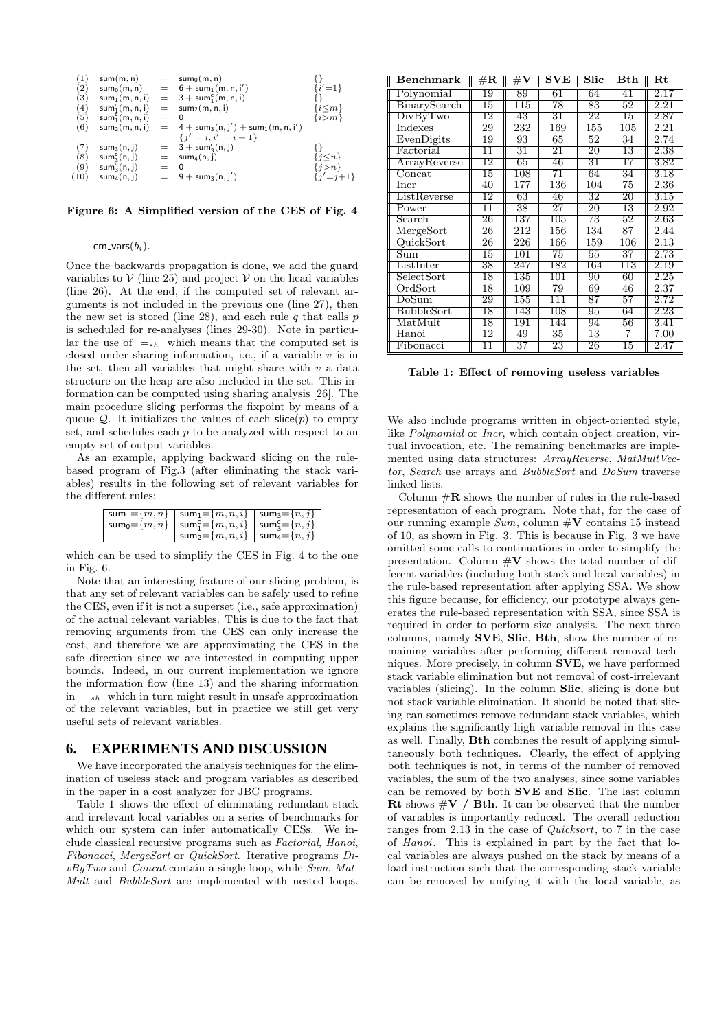| | | | | |
|---|---|---|---|---|
| (1) | $\mathsf{sum}(m,n)$ | $=$ | $\mathsf{sum_0}(m,n)$ | $\{\}$ |
| (2) | $\mathsf{sum_0}(m,n)$ | $=$ | $6+\mathsf{sum_1}(m,n,i')$ | $\{i'{=}1\}$ |
| (3) | $\mathsf{sum_1}(m,n,i)$ | $=$ | $3+\mathsf{sum_1^c}(m,n,i)$ | $\{\}$ |
| (4) | $\mathsf{sum_1^c}(m,n,i)$ | $=$ | $\mathsf{sum_2}(m,n,i)$ | $\{i{\le}m\}$ |
| (5) | $\mathsf{sum_1^c}(m,n,i)$ | $=$ | $0$ | $\{i{>}m\}$ |
| (6) | $\mathsf{sum_2}(m,n,i)$ | $=$ | $4+\mathsf{sum_3}(n,j')+\mathsf{sum_1}(m,n,i')$ $\{j'=i,i'=i+1\}$ | |
| (7) | $\mathsf{sum_3}(n,j)$ | $=$ | $3+\mathsf{sum_3^c}(n,j)$ | $\{\}$ |
| (8) | $\mathsf{sum_3^c}(n,j)$ | $=$ | $\mathsf{sum_4}(n,j)$ | $\{j{\le}n\}$ |
| (9) | $\mathsf{sum_3^c}(n,j)$ | $=$ | $0$ | $\{j{>}n\}$ |
| (10) | $\mathsf{sum_4}(n,j)$ | $=$ | $9+\mathsf{sum_3}(n,j')$ | $\{j'{=}j{+}1\}$ |

**Figure 6: A Simplified version of the CES of Fig. 4**

$\mathsf{cm\_vars}(b_i)$.

Once the backwards propagation is done, we add the guard variables to $\mathcal{V}$ (line 25) and project $\mathcal{V}$ on the head variables (line 26). At the end, if the computed set of relevant arguments is not included in the previous one (line 27), then the new set is stored (line 28), and each rule $q$ that calls $p$ is scheduled for re-analyses (lines 29-30). Note in particular the use of $=_{sh}$ which means that the computed set is closed under sharing information, i.e., if a variable $v$ is in the set, then all variables that might share with $v$ a data structure on the heap are also included in the set. This information can be computed using sharing analysis [26]. The main procedure slicing performs the fixpoint by means of a queue $\mathcal{Q}$. It initializes the values of each $\mathsf{slice}(p)$ to empty set, and schedules each $p$ to be analyzed with respect to an empty set of output variables.

As an example, applying backward slicing on the rule-based program of Fig.3 (after eliminating the stack variables) results in the following set of relevant variables for the different rules:

| | | |
|---|---|---|
| $\mathsf{sum}=\{m,n\}$ | $\mathsf{sum_1}=\{m,n,i\}$ | $\mathsf{sum_3}=\{n,j\}$ |
| $\mathsf{sum_0}=\{m,n\}$ | $\mathsf{sum_1^c}=\{m,n,i\}$ | $\mathsf{sum_3^c}=\{n,j\}$ |
| | $\mathsf{sum_2}=\{m,n,i\}$ | $\mathsf{sum_4}=\{n,j\}$ |

which can be used to simplify the CES in Fig. 4 to the one in Fig. 6.

Note that an interesting feature of our slicing problem, is that any set of relevant variables can be safely used to refine the CES, even if it is not a superset (i.e., safe approximation) of the actual relevant variables. This is due to the fact that removing arguments from the CES can only increase the cost, and therefore we are approximating the CES in the safe direction since we are interested in computing upper bounds. Indeed, in our current implementation we ignore the information flow (line 13) and the sharing information in $=_{sh}$ which in turn might result in unsafe approximation of the relevant variables, but in practice we still get very useful sets of relevant variables.

## 6. EXPERIMENTS AND DISCUSSION

We have incorporated the analysis techniques for the elimination of useless stack and program variables as described in the paper in a cost analyzer for JBC programs.

Table 1 shows the effect of eliminating redundant stack and irrelevant local variables on a series of benchmarks for which our system can infer automatically CESs. We include classical recursive programs such as *Factorial*, *Hanoi*, *Fibonacci*, *MergeSort* or *QuickSort*. Iterative programs *DivByTwo* and *Concat* contain a single loop, while *Sum*, *MatMult* and *BubbleSort* are implemented with nested loops.

| Benchmark | #R | #V | SVE | Slic | Bth | Rt |
|---|---|---|---|---|---|---|
| Polynomial | 19 | 89 | 61 | 64 | 41 | 2.17 |
| BinarySearch | 15 | 115 | 78 | 83 | 52 | 2.21 |
| DivByTwo | 12 | 43 | 31 | 22 | 15 | 2.87 |
| Indexes | 29 | 232 | 169 | 155 | 105 | 2.21 |
| EvenDigits | 19 | 93 | 65 | 52 | 34 | 2.74 |
| Factorial | 11 | 31 | 21 | 20 | 13 | 2.38 |
| ArrayReverse | 12 | 65 | 46 | 31 | 17 | 3.82 |
| Concat | 15 | 108 | 71 | 64 | 34 | 3.18 |
| Incr | 40 | 177 | 136 | 104 | 75 | 2.36 |
| ListReverse | 12 | 63 | 46 | 32 | 20 | 3.15 |
| Power | 11 | 38 | 27 | 20 | 13 | 2.92 |
| Search | 26 | 137 | 105 | 73 | 52 | 2.63 |
| MergeSort | 26 | 212 | 156 | 134 | 87 | 2.44 |
| QuickSort | 26 | 226 | 166 | 159 | 106 | 2.13 |
| Sum | 15 | 101 | 75 | 55 | 37 | 2.73 |
| ListInter | 38 | 247 | 182 | 164 | 113 | 2.19 |
| SelectSort | 18 | 135 | 101 | 90 | 60 | 2.25 |
| OrdSort | 18 | 109 | 79 | 69 | 46 | 2.37 |
| DoSum | 29 | 155 | 111 | 87 | 57 | 2.72 |
| BubbleSort | 18 | 143 | 108 | 95 | 64 | 2.23 |
| MatMult | 18 | 191 | 144 | 94 | 56 | 3.41 |
| Hanoi | 12 | 49 | 35 | 13 | 7 | 7.00 |
| Fibonacci | 11 | 37 | 23 | 26 | 15 | 2.47 |

**Table 1: Effect of removing useless variables**

We also include programs written in object-oriented style, like *Polynomial* or *Incr*, which contain object creation, virtual invocation, etc. The remaining benchmarks are implemented using data structures: *ArrayReverse*, *MatMultVector*, *Search* use arrays and *BubbleSort* and *DoSum* traverse linked lists.

Column **#R** shows the number of rules in the rule-based representation of each program. Note that, for the case of our running example *Sum*, column **#V** contains 15 instead of 10, as shown in Fig. 3. This is because in Fig. 3 we have omitted some calls to continuations in order to simplify the presentation. Column **#V** shows the total number of different variables (including both stack and local variables) in the rule-based representation after applying SSA. We show this figure because, for efficiency, our prototype always generates the rule-based representation with SSA, since SSA is required in order to perform size analysis. The next three columns, namely **SVE**, **Slic**, **Bth**, show the number of remaining variables after performing different removal techniques. More precisely, in column **SVE**, we have performed stack variable elimination but not removal of cost-irrelevant variables (slicing). In the column **Slic**, slicing is done but not stack variable elimination. It should be noted that slicing can sometimes remove redundant stack variables, which explains the significantly high variable removal in this case as well. Finally, **Bth** combines the result of applying simultaneously both techniques. Clearly, the effect of applying both techniques is not, in terms of the number of removed variables, the sum of the two analyses, since some variables can be removed by both **SVE** and **Slic**. The last column **Rt** shows **#V / Bth**. It can be observed that the number of variables is importantly reduced. The overall reduction ranges from 2.13 in the case of *Quicksort*, to 7 in the case of *Hanoi*. This is explained in part by the fact that local variables are always pushed on the stack by means of a load instruction such that the corresponding stack variable can be removed by unifying it with the local variable, as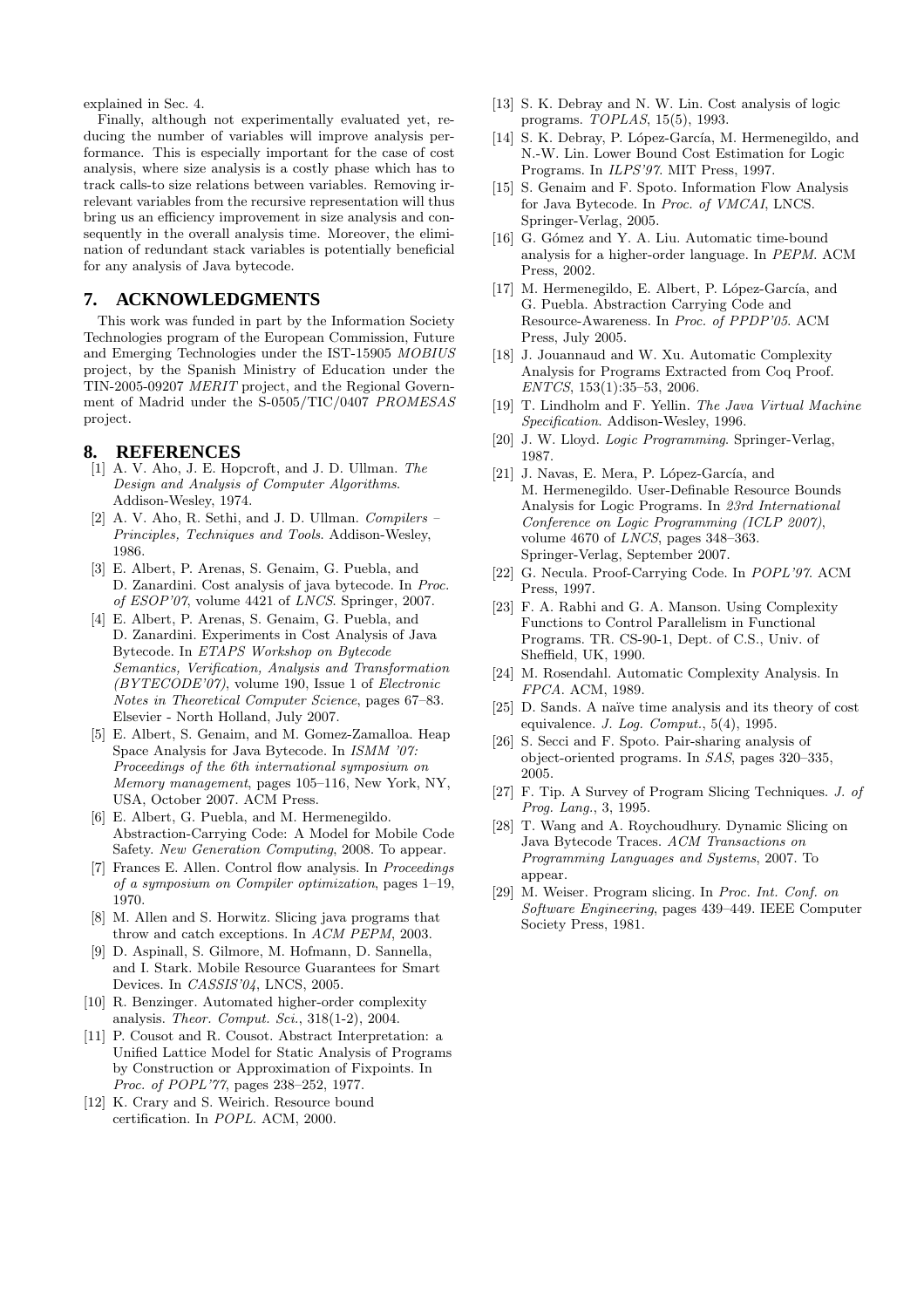explained in Sec. 4.

Finally, although not experimentally evaluated yet, reducing the number of variables will improve analysis performance. This is especially important for the case of cost analysis, where size analysis is a costly phase which has to track calls-to size relations between variables. Removing irrelevant variables from the recursive representation will thus bring us an efficiency improvement in size analysis and consequently in the overall analysis time. Moreover, the elimination of redundant stack variables is potentially beneficial for any analysis of Java bytecode.

## 7. ACKNOWLEDGMENTS

This work was funded in part by the Information Society Technologies program of the European Commission, Future and Emerging Technologies under the IST-15905 *MOBIUS* project, by the Spanish Ministry of Education under the TIN-2005-09207 *MERIT* project, and the Regional Government of Madrid under the S-0505/TIC/0407 *PROMESAS* project.

## 8. REFERENCES

[1] A. V. Aho, J. E. Hopcroft, and J. D. Ullman. *The Design and Analysis of Computer Algorithms*. Addison-Wesley, 1974.

[2] A. V. Aho, R. Sethi, and J. D. Ullman. *Compilers – Principles, Techniques and Tools*. Addison-Wesley, 1986.

[3] E. Albert, P. Arenas, S. Genaim, G. Puebla, and D. Zanardini. Cost analysis of java bytecode. In *Proc. of ESOP'07*, volume 4421 of *LNCS*. Springer, 2007.

[4] E. Albert, P. Arenas, S. Genaim, G. Puebla, and D. Zanardini. Experiments in Cost Analysis of Java Bytecode. In *ETAPS Workshop on Bytecode Semantics, Verification, Analysis and Transformation (BYTECODE'07)*, volume 190, Issue 1 of *Electronic Notes in Theoretical Computer Science*, pages 67–83. Elsevier - North Holland, July 2007.

[5] E. Albert, S. Genaim, and M. Gomez-Zamalloa. Heap Space Analysis for Java Bytecode. In *ISMM '07: Proceedings of the 6th international symposium on Memory management*, pages 105–116, New York, NY, USA, October 2007. ACM Press.

[6] E. Albert, G. Puebla, and M. Hermenegildo. Abstraction-Carrying Code: A Model for Mobile Code Safety. *New Generation Computing*, 2008. To appear.

[7] Frances E. Allen. Control flow analysis. In *Proceedings of a symposium on Compiler optimization*, pages 1–19, 1970.

[8] M. Allen and S. Horwitz. Slicing java programs that throw and catch exceptions. In *ACM PEPM*, 2003.

[9] D. Aspinall, S. Gilmore, M. Hofmann, D. Sannella, and I. Stark. Mobile Resource Guarantees for Smart Devices. In *CASSIS'04*, LNCS, 2005.

[10] R. Benzinger. Automated higher-order complexity analysis. *Theor. Comput. Sci.*, 318(1-2), 2004.

[11] P. Cousot and R. Cousot. Abstract Interpretation: a Unified Lattice Model for Static Analysis of Programs by Construction or Approximation of Fixpoints. In *Proc. of POPL'77*, pages 238–252, 1977.

[12] K. Crary and S. Weirich. Resource bound certification. In *POPL*. ACM, 2000.

[13] S. K. Debray and N. W. Lin. Cost analysis of logic programs. *TOPLAS*, 15(5), 1993.

[14] S. K. Debray, P. López-García, M. Hermenegildo, and N.-W. Lin. Lower Bound Cost Estimation for Logic Programs. In *ILPS'97*. MIT Press, 1997.

[15] S. Genaim and F. Spoto. Information Flow Analysis for Java Bytecode. In *Proc. of VMCAI*, LNCS. Springer-Verlag, 2005.

[16] G. Gómez and Y. A. Liu. Automatic time-bound analysis for a higher-order language. In *PEPM*. ACM Press, 2002.

[17] M. Hermenegildo, E. Albert, P. López-García, and G. Puebla. Abstraction Carrying Code and Resource-Awareness. In *Proc. of PPDP'05*. ACM Press, July 2005.

[18] J. Jouannaud and W. Xu. Automatic Complexity Analysis for Programs Extracted from Coq Proof. *ENTCS*, 153(1):35–53, 2006.

[19] T. Lindholm and F. Yellin. *The Java Virtual Machine Specification*. Addison-Wesley, 1996.

[20] J. W. Lloyd. *Logic Programming*. Springer-Verlag, 1987.

[21] J. Navas, E. Mera, P. López-García, and M. Hermenegildo. User-Definable Resource Bounds Analysis for Logic Programs. In *23rd International Conference on Logic Programming (ICLP 2007)*, volume 4670 of *LNCS*, pages 348–363. Springer-Verlag, September 2007.

[22] G. Necula. Proof-Carrying Code. In *POPL'97*. ACM Press, 1997.

[23] F. A. Rabhi and G. A. Manson. Using Complexity Functions to Control Parallelism in Functional Programs. TR. CS-90-1, Dept. of C.S., Univ. of Sheffield, UK, 1990.

[24] M. Rosendahl. Automatic Complexity Analysis. In *FPCA*. ACM, 1989.

[25] D. Sands. A naïve time analysis and its theory of cost equivalence. *J. Log. Comput.*, 5(4), 1995.

[26] S. Secci and F. Spoto. Pair-sharing analysis of object-oriented programs. In *SAS*, pages 320–335, 2005.

[27] F. Tip. A Survey of Program Slicing Techniques. *J. of Prog. Lang.*, 3, 1995.

[28] T. Wang and A. Roychoudhury. Dynamic Slicing on Java Bytecode Traces. *ACM Transactions on Programming Languages and Systems*, 2007. To appear.

[29] M. Weiser. Program slicing. In *Proc. Int. Conf. on Software Engineering*, pages 439–449. IEEE Computer Society Press, 1981.